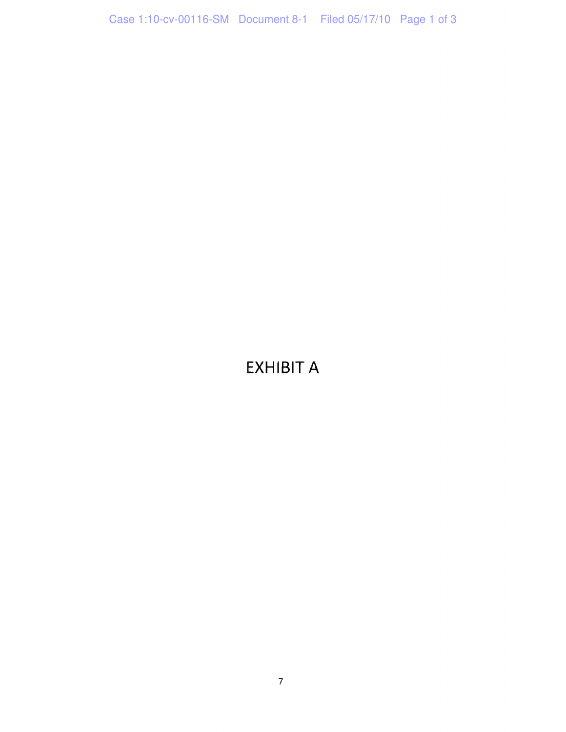# EXHIBIT A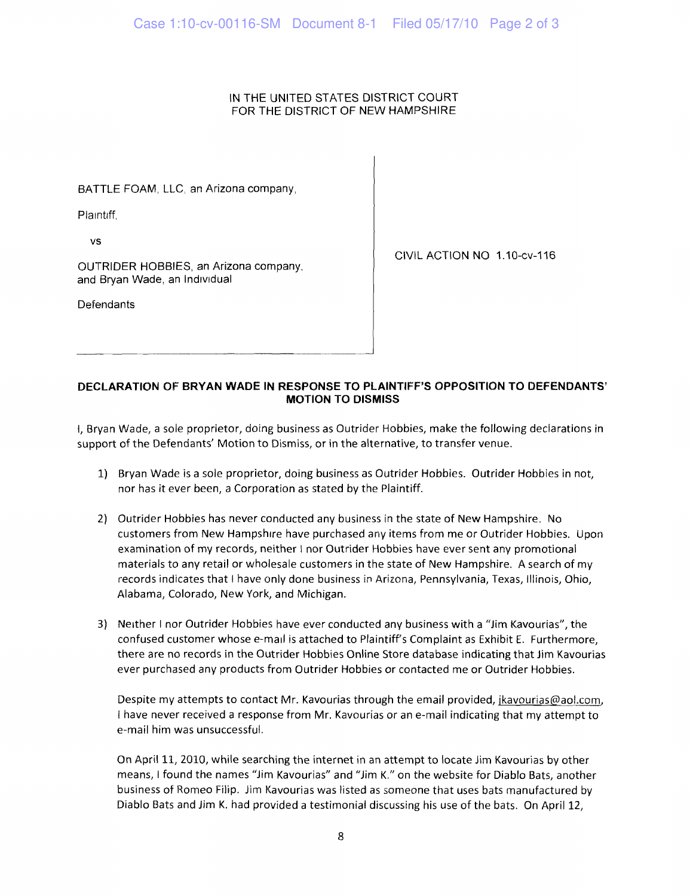IN THE UNITED STATES DISTRICT COURT
FOR THE DISTRICT OF NEW HAMPSHIRE

| | |
|---|---|
| BATTLE FOAM, LLC, an Arizona company,<br><br>Plaintiff,<br><br>vs<br><br>OUTRIDER HOBBIES, an Arizona company, and Bryan Wade, an Individual<br><br>Defendants | CIVIL ACTION NO 1.10-cv-116 |

**DECLARATION OF BRYAN WADE IN RESPONSE TO PLAINTIFF'S OPPOSITION TO DEFENDANTS' MOTION TO DISMISS**

I, Bryan Wade, a sole proprietor, doing business as Outrider Hobbies, make the following declarations in support of the Defendants' Motion to Dismiss, or in the alternative, to transfer venue.

1) Bryan Wade is a sole proprietor, doing business as Outrider Hobbies. Outrider Hobbies in not, nor has it ever been, a Corporation as stated by the Plaintiff.

2) Outrider Hobbies has never conducted any business in the state of New Hampshire. No customers from New Hampshire have purchased any items from me or Outrider Hobbies. Upon examination of my records, neither I nor Outrider Hobbies have ever sent any promotional materials to any retail or wholesale customers in the state of New Hampshire. A search of my records indicates that I have only done business in Arizona, Pennsylvania, Texas, Illinois, Ohio, Alabama, Colorado, New York, and Michigan.

3) Neither I nor Outrider Hobbies have ever conducted any business with a "Jim Kavourias", the confused customer whose e-mail is attached to Plaintiff's Complaint as Exhibit E. Furthermore, there are no records in the Outrider Hobbies Online Store database indicating that Jim Kavourias ever purchased any products from Outrider Hobbies or contacted me or Outrider Hobbies.

   Despite my attempts to contact Mr. Kavourias through the email provided, jkavourias@aol.com, I have never received a response from Mr. Kavourias or an e-mail indicating that my attempt to e-mail him was unsuccessful.

   On April 11, 2010, while searching the internet in an attempt to locate Jim Kavourias by other means, I found the names "Jim Kavourias" and "Jim K." on the website for Diablo Bats, another business of Romeo Filip. Jim Kavourias was listed as someone that uses bats manufactured by Diablo Bats and Jim K. had provided a testimonial discussing his use of the bats. On April 12,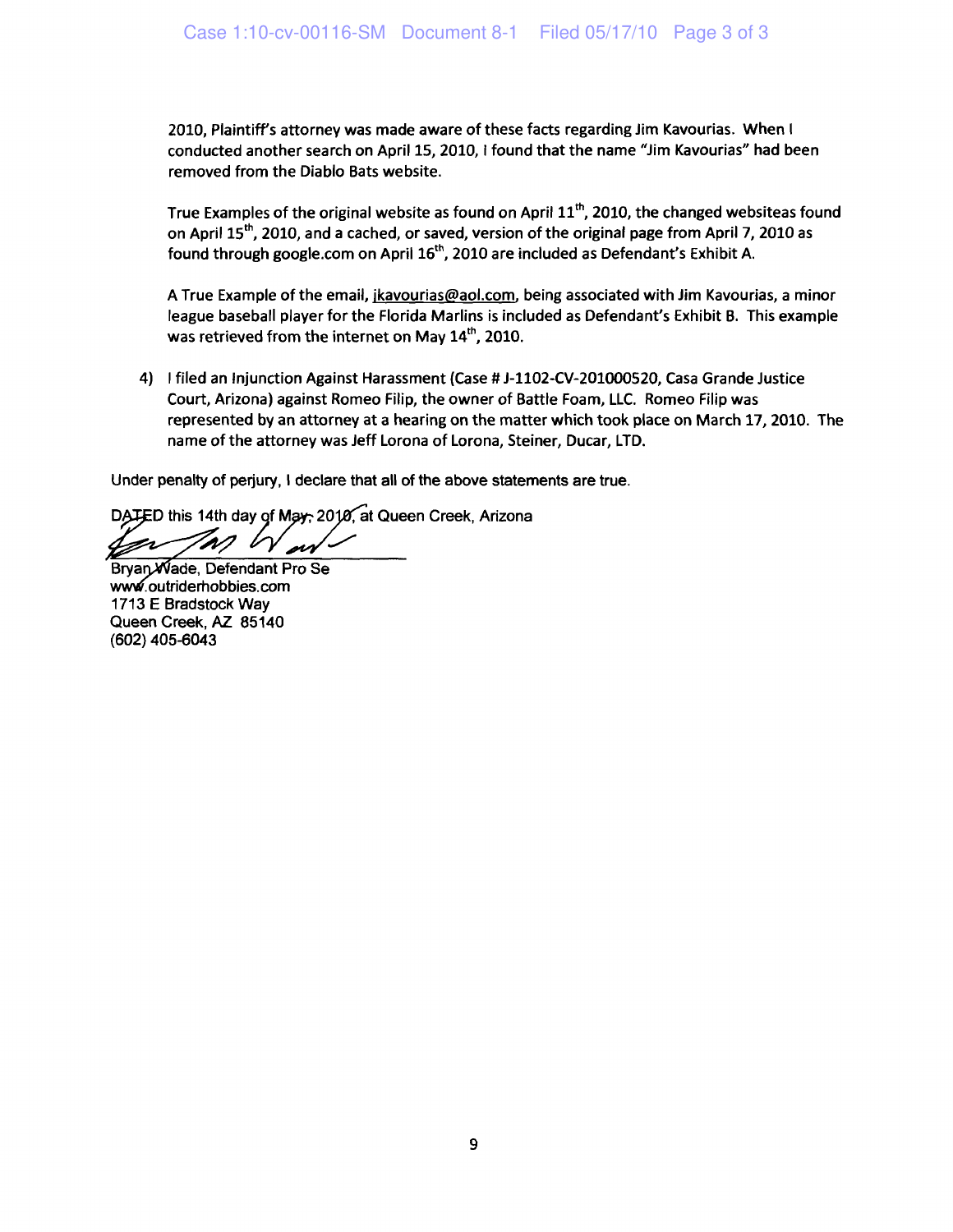2010, Plaintiff's attorney was made aware of these facts regarding Jim Kavourias. When I conducted another search on April 15, 2010, I found that the name "Jim Kavourias" had been removed from the Diablo Bats website.

True Examples of the original website as found on April 11th, 2010, the changed websiteas found on April 15th, 2010, and a cached, or saved, version of the original page from April 7, 2010 as found through google.com on April 16th, 2010 are included as Defendant's Exhibit A.

A True Example of the email, jkavourias@aol.com, being associated with Jim Kavourias, a minor league baseball player for the Florida Marlins is included as Defendant's Exhibit B. This example was retrieved from the internet on May 14th, 2010.

4) I filed an Injunction Against Harassment (Case # J-1102-CV-201000520, Casa Grande Justice Court, Arizona) against Romeo Filip, the owner of Battle Foam, LLC. Romeo Filip was represented by an attorney at a hearing on the matter which took place on March 17, 2010. The name of the attorney was Jeff Lorona of Lorona, Steiner, Ducar, LTD.

Under penalty of perjury, I declare that all of the above statements are true.

DATED this 14th day of May, 2010, at Queen Creek, Arizona

Bryan Wade, Defendant Pro Se
www.outriderhobbies.com
1713 E Bradstock Way
Queen Creek, AZ 85140
(602) 405-6043